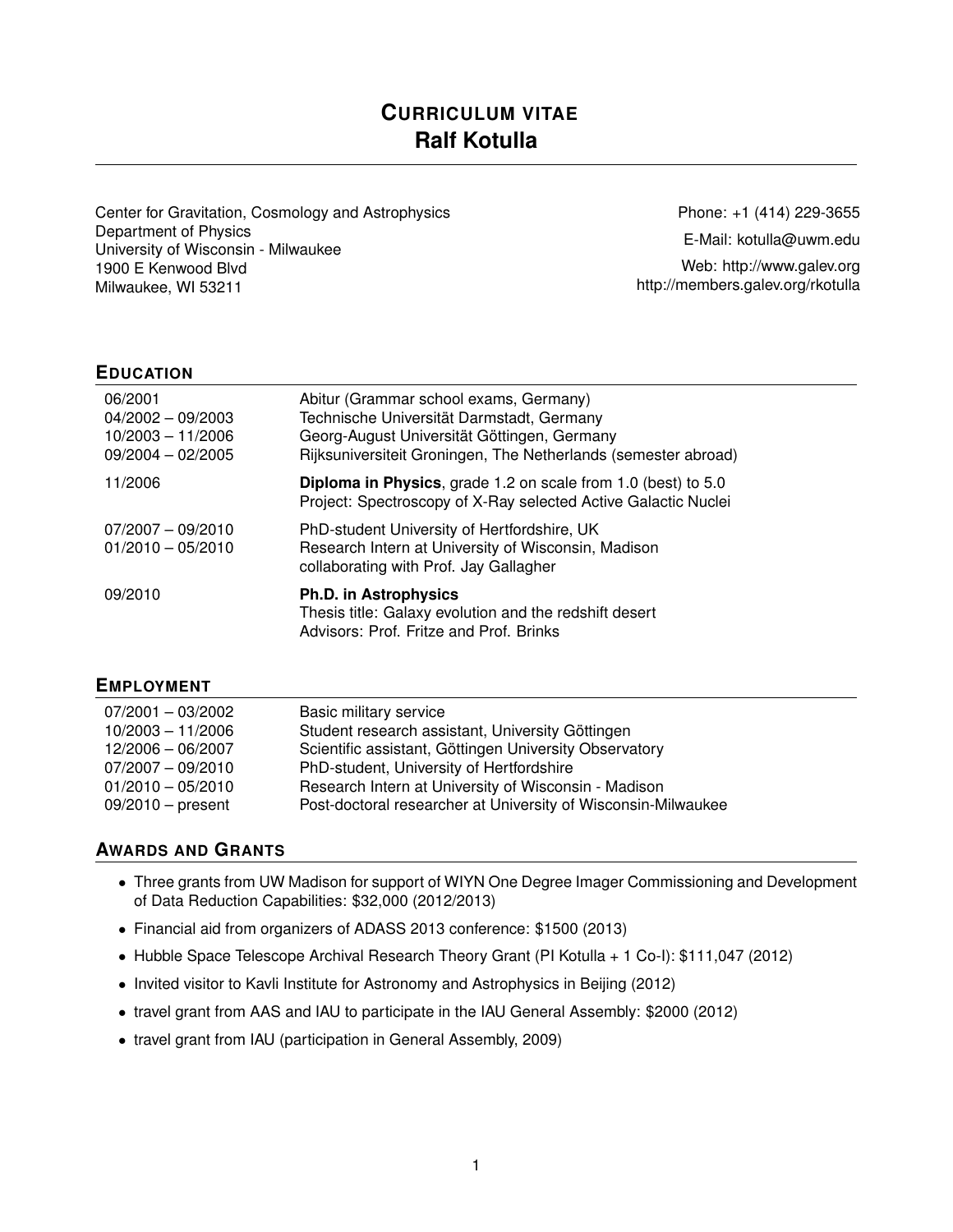# CURRICULUM VITAE
# Ralf Kotulla

Center for Gravitation, Cosmology and Astrophysics
Department of Physics
University of Wisconsin - Milwaukee
1900 E Kenwood Blvd
Milwaukee, WI 53211

Phone: +1 (414) 229-3655
E-Mail: kotulla@uwm.edu
Web: http://www.galev.org
http://members.galev.org/rkotulla

## EDUCATION

| | |
|---|---|
| 06/2001 | Abitur (Grammar school exams, Germany) |
| 04/2002 – 09/2003 | Technische Universität Darmstadt, Germany |
| 10/2003 – 11/2006 | Georg-August Universität Göttingen, Germany |
| 09/2004 – 02/2005 | Rijksuniversiteit Groningen, The Netherlands (semester abroad) |
| 11/2006 | **Diploma in Physics**, grade 1.2 on scale from 1.0 (best) to 5.0<br>Project: Spectroscopy of X-Ray selected Active Galactic Nuclei |
| 07/2007 – 09/2010 | PhD-student University of Hertfordshire, UK |
| 01/2010 – 05/2010 | Research Intern at University of Wisconsin, Madison<br>collaborating with Prof. Jay Gallagher |
| 09/2010 | **Ph.D. in Astrophysics**<br>Thesis title: Galaxy evolution and the redshift desert<br>Advisors: Prof. Fritze and Prof. Brinks |

## EMPLOYMENT

| | |
|---|---|
| 07/2001 – 03/2002 | Basic military service |
| 10/2003 – 11/2006 | Student research assistant, University Göttingen |
| 12/2006 – 06/2007 | Scientific assistant, Göttingen University Observatory |
| 07/2007 – 09/2010 | PhD-student, University of Hertfordshire |
| 01/2010 – 05/2010 | Research Intern at University of Wisconsin - Madison |
| 09/2010 – present | Post-doctoral researcher at University of Wisconsin-Milwaukee |

## AWARDS AND GRANTS

- Three grants from UW Madison for support of WIYN One Degree Imager Commissioning and Development of Data Reduction Capabilities: $32,000 (2012/2013)
- Financial aid from organizers of ADASS 2013 conference: $1500 (2013)
- Hubble Space Telescope Archival Research Theory Grant (PI Kotulla + 1 Co-I): $111,047 (2012)
- Invited visitor to Kavli Institute for Astronomy and Astrophysics in Beijing (2012)
- travel grant from AAS and IAU to participate in the IAU General Assembly: $2000 (2012)
- travel grant from IAU (participation in General Assembly, 2009)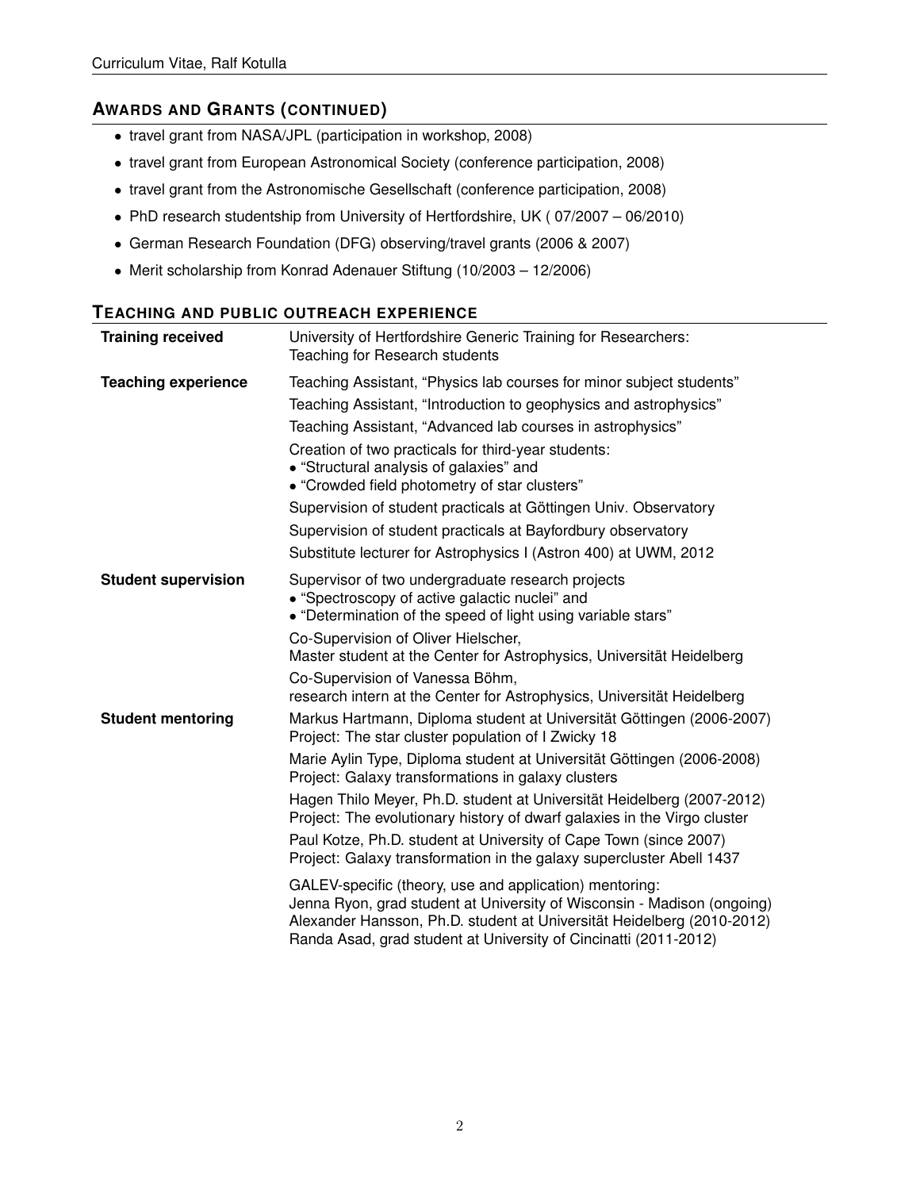## AWARDS AND GRANTS (CONTINUED)

- travel grant from NASA/JPL (participation in workshop, 2008)
- travel grant from European Astronomical Society (conference participation, 2008)
- travel grant from the Astronomische Gesellschaft (conference participation, 2008)
- PhD research studentship from University of Hertfordshire, UK ( 07/2007 – 06/2010)
- German Research Foundation (DFG) observing/travel grants (2006 & 2007)
- Merit scholarship from Konrad Adenauer Stiftung (10/2003 – 12/2006)

## TEACHING AND PUBLIC OUTREACH EXPERIENCE

**Training received**

University of Hertfordshire Generic Training for Researchers: Teaching for Research students

**Teaching experience**

Teaching Assistant, "Physics lab courses for minor subject students"

Teaching Assistant, "Introduction to geophysics and astrophysics"

Teaching Assistant, "Advanced lab courses in astrophysics"

Creation of two practicals for third-year students:
- "Structural analysis of galaxies" and
- "Crowded field photometry of star clusters"

Supervision of student practicals at Göttingen Univ. Observatory

Supervision of student practicals at Bayfordbury observatory

Substitute lecturer for Astrophysics I (Astron 400) at UWM, 2012

**Student supervision**

Supervisor of two undergraduate research projects
- "Spectroscopy of active galactic nuclei" and
- "Determination of the speed of light using variable stars"

Co-Supervision of Oliver Hielscher,
Master student at the Center for Astrophysics, Universität Heidelberg

Co-Supervision of Vanessa Böhm,
research intern at the Center for Astrophysics, Universität Heidelberg

**Student mentoring**

Markus Hartmann, Diploma student at Universität Göttingen (2006-2007)
Project: The star cluster population of I Zwicky 18

Marie Aylin Type, Diploma student at Universität Göttingen (2006-2008)
Project: Galaxy transformations in galaxy clusters

Hagen Thilo Meyer, Ph.D. student at Universität Heidelberg (2007-2012)
Project: The evolutionary history of dwarf galaxies in the Virgo cluster

Paul Kotze, Ph.D. student at University of Cape Town (since 2007)
Project: Galaxy transformation in the galaxy supercluster Abell 1437

GALEV-specific (theory, use and application) mentoring:
Jenna Ryon, grad student at University of Wisconsin - Madison (ongoing)
Alexander Hansson, Ph.D. student at Universität Heidelberg (2010-2012)
Randa Asad, grad student at University of Cincinatti (2011-2012)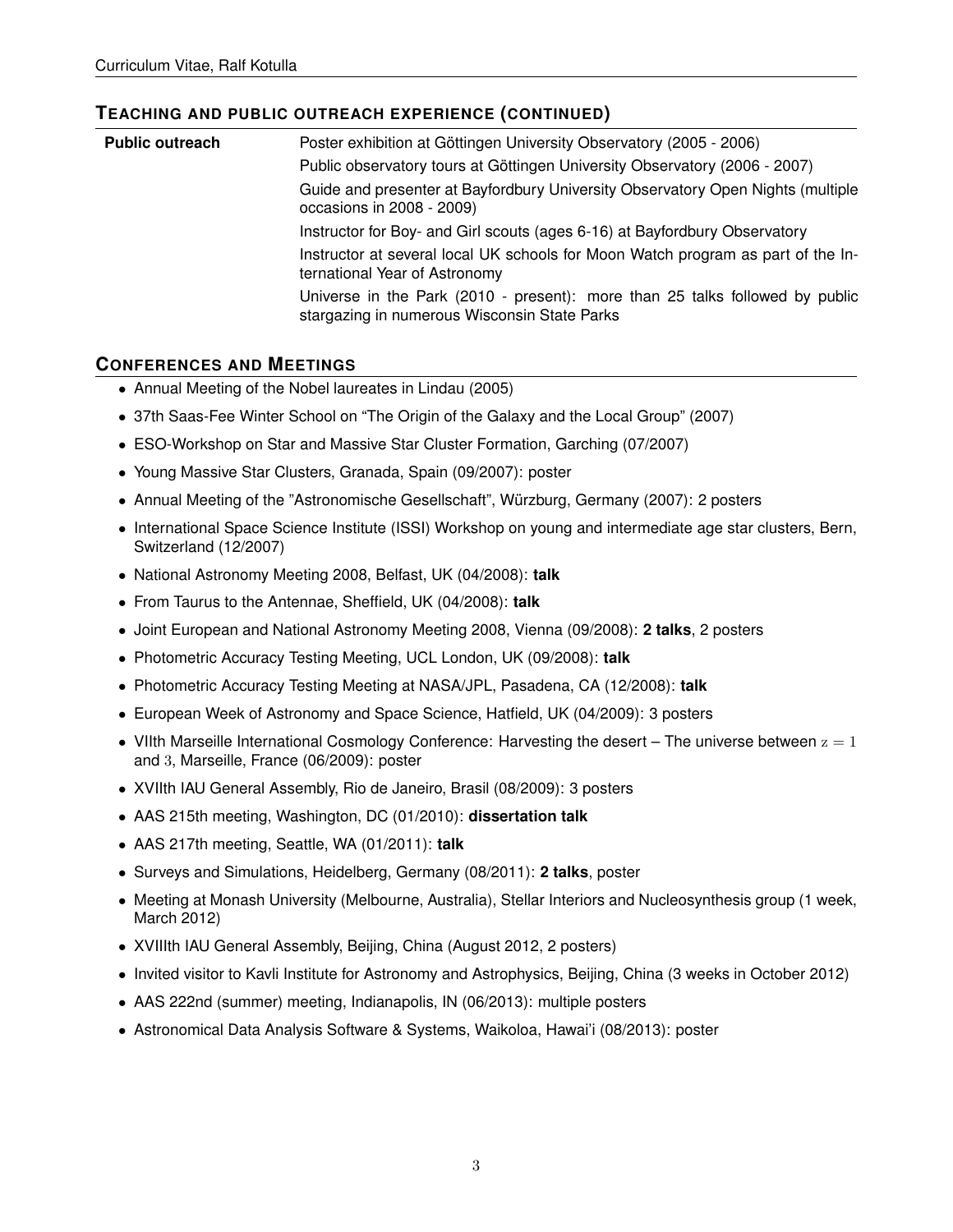## TEACHING AND PUBLIC OUTREACH EXPERIENCE (CONTINUED)

**Public outreach**

- Poster exhibition at Göttingen University Observatory (2005 - 2006)
- Public observatory tours at Göttingen University Observatory (2006 - 2007)
- Guide and presenter at Bayfordbury University Observatory Open Nights (multiple occasions in 2008 - 2009)
- Instructor for Boy- and Girl scouts (ages 6-16) at Bayfordbury Observatory
- Instructor at several local UK schools for Moon Watch program as part of the International Year of Astronomy
- Universe in the Park (2010 - present): more than 25 talks followed by public stargazing in numerous Wisconsin State Parks

## CONFERENCES AND MEETINGS

- Annual Meeting of the Nobel laureates in Lindau (2005)
- 37th Saas-Fee Winter School on "The Origin of the Galaxy and the Local Group" (2007)
- ESO-Workshop on Star and Massive Star Cluster Formation, Garching (07/2007)
- Young Massive Star Clusters, Granada, Spain (09/2007): poster
- Annual Meeting of the "Astronomische Gesellschaft", Würzburg, Germany (2007): 2 posters
- International Space Science Institute (ISSI) Workshop on young and intermediate age star clusters, Bern, Switzerland (12/2007)
- National Astronomy Meeting 2008, Belfast, UK (04/2008): **talk**
- From Taurus to the Antennae, Sheffield, UK (04/2008): **talk**
- Joint European and National Astronomy Meeting 2008, Vienna (09/2008): **2 talks**, 2 posters
- Photometric Accuracy Testing Meeting, UCL London, UK (09/2008): **talk**
- Photometric Accuracy Testing Meeting at NASA/JPL, Pasadena, CA (12/2008): **talk**
- European Week of Astronomy and Space Science, Hatfield, UK (04/2009): 3 posters
- VIIth Marseille International Cosmology Conference: Harvesting the desert – The universe between $z = 1$ and $3$, Marseille, France (06/2009): poster
- XVIIth IAU General Assembly, Rio de Janeiro, Brasil (08/2009): 3 posters
- AAS 215th meeting, Washington, DC (01/2010): **dissertation talk**
- AAS 217th meeting, Seattle, WA (01/2011): **talk**
- Surveys and Simulations, Heidelberg, Germany (08/2011): **2 talks**, poster
- Meeting at Monash University (Melbourne, Australia), Stellar Interiors and Nucleosynthesis group (1 week, March 2012)
- XVIIIth IAU General Assembly, Beijing, China (August 2012, 2 posters)
- Invited visitor to Kavli Institute for Astronomy and Astrophysics, Beijing, China (3 weeks in October 2012)
- AAS 222nd (summer) meeting, Indianapolis, IN (06/2013): multiple posters
- Astronomical Data Analysis Software & Systems, Waikoloa, Hawai'i (08/2013): poster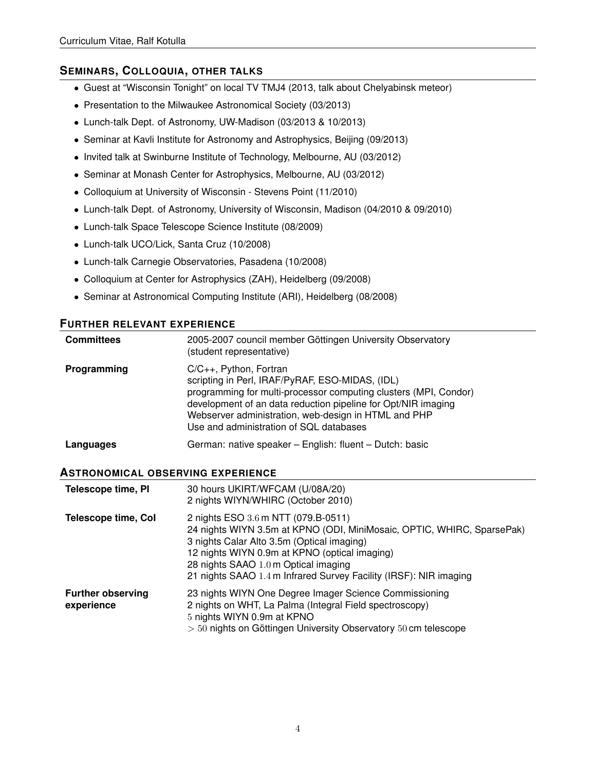## SEMINARS, COLLOQUIA, OTHER TALKS

- Guest at "Wisconsin Tonight" on local TV TMJ4 (2013, talk about Chelyabinsk meteor)
- Presentation to the Milwaukee Astronomical Society (03/2013)
- Lunch-talk Dept. of Astronomy, UW-Madison (03/2013 & 10/2013)
- Seminar at Kavli Institute for Astronomy and Astrophysics, Beijing (09/2013)
- Invited talk at Swinburne Institute of Technology, Melbourne, AU (03/2012)
- Seminar at Monash Center for Astrophysics, Melbourne, AU (03/2012)
- Colloquium at University of Wisconsin - Stevens Point (11/2010)
- Lunch-talk Dept. of Astronomy, University of Wisconsin, Madison (04/2010 & 09/2010)
- Lunch-talk Space Telescope Science Institute (08/2009)
- Lunch-talk UCO/Lick, Santa Cruz (10/2008)
- Lunch-talk Carnegie Observatories, Pasadena (10/2008)
- Colloquium at Center for Astrophysics (ZAH), Heidelberg (09/2008)
- Seminar at Astronomical Computing Institute (ARI), Heidelberg (08/2008)

## FURTHER RELEVANT EXPERIENCE

| | |
|---|---|
| **Committees** | 2005-2007 council member Göttingen University Observatory<br>(student representative) |
| **Programming** | C/C++, Python, Fortran<br>scripting in Perl, IRAF/PyRAF, ESO-MIDAS, (IDL)<br>programming for multi-processor computing clusters (MPI, Condor)<br>development of an data reduction pipeline for Opt/NIR imaging<br>Webserver administration, web-design in HTML and PHP<br>Use and administration of SQL databases |
| **Languages** | German: native speaker – English: fluent – Dutch: basic |

## ASTRONOMICAL OBSERVING EXPERIENCE

| | |
|---|---|
| **Telescope time, PI** | 30 hours UKIRT/WFCAM (U/08A/20)<br>2 nights WIYN/WHIRC (October 2010) |
| **Telescope time, CoI** | 2 nights ESO 3.6 m NTT (079.B-0511)<br>24 nights WIYN 3.5m at KPNO (ODI, MiniMosaic, OPTIC, WHIRC, SparsePak)<br>3 nights Calar Alto 3.5m (Optical imaging)<br>12 nights WIYN 0.9m at KPNO (optical imaging)<br>28 nights SAAO 1.0 m Optical imaging<br>21 nights SAAO 1.4 m Infrared Survey Facility (IRSF): NIR imaging |
| **Further observing experience** | 23 nights WIYN One Degree Imager Science Commissioning<br>2 nights on WHT, La Palma (Integral Field spectroscopy)<br>5 nights WIYN 0.9m at KPNO<br>$> 50$ nights on Göttingen University Observatory 50 cm telescope |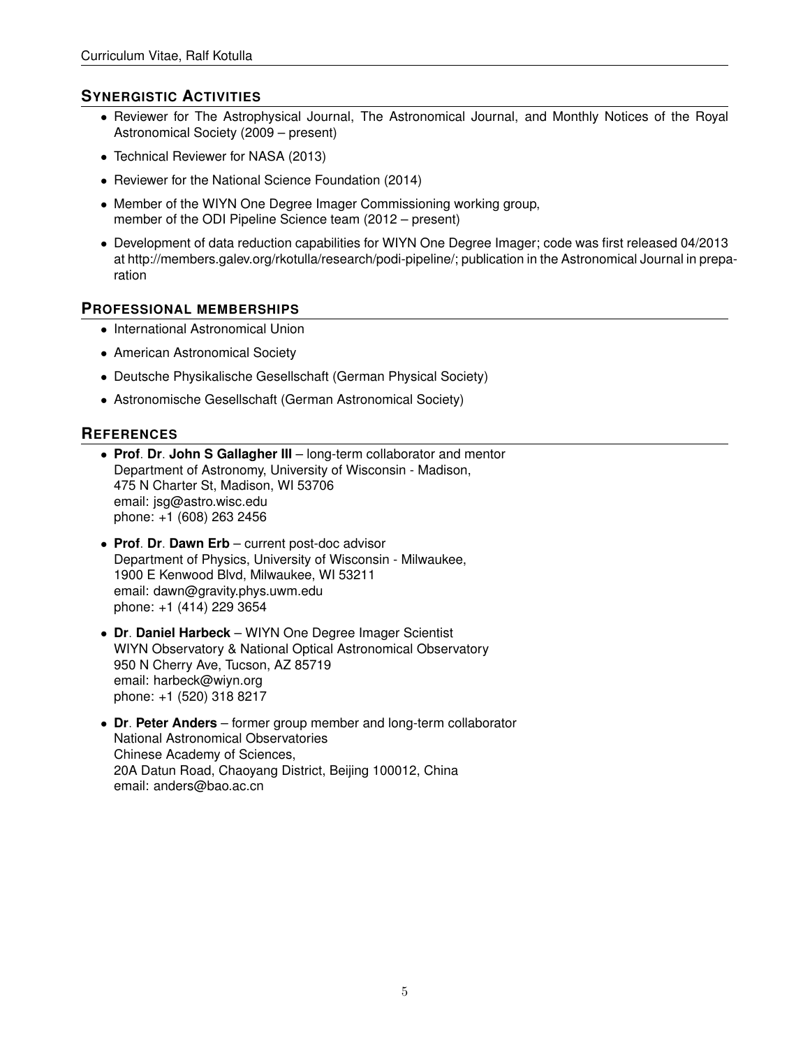## Synergistic Activities

- Reviewer for The Astrophysical Journal, The Astronomical Journal, and Monthly Notices of the Royal Astronomical Society (2009 – present)
- Technical Reviewer for NASA (2013)
- Reviewer for the National Science Foundation (2014)
- Member of the WIYN One Degree Imager Commissioning working group, member of the ODI Pipeline Science team (2012 – present)
- Development of data reduction capabilities for WIYN One Degree Imager; code was first released 04/2013 at http://members.galev.org/rkotulla/research/podi-pipeline/; publication in the Astronomical Journal in preparation

## Professional memberships

- International Astronomical Union
- American Astronomical Society
- Deutsche Physikalische Gesellschaft (German Physical Society)
- Astronomische Gesellschaft (German Astronomical Society)

## References

- **Prof**. **Dr**. **John S Gallagher III** – long-term collaborator and mentor
  Department of Astronomy, University of Wisconsin - Madison,
  475 N Charter St, Madison, WI 53706
  email: jsg@astro.wisc.edu
  phone: +1 (608) 263 2456
- **Prof**. **Dr**. **Dawn Erb** – current post-doc advisor
  Department of Physics, University of Wisconsin - Milwaukee,
  1900 E Kenwood Blvd, Milwaukee, WI 53211
  email: dawn@gravity.phys.uwm.edu
  phone: +1 (414) 229 3654
- **Dr**. **Daniel Harbeck** – WIYN One Degree Imager Scientist
  WIYN Observatory & National Optical Astronomical Observatory
  950 N Cherry Ave, Tucson, AZ 85719
  email: harbeck@wiyn.org
  phone: +1 (520) 318 8217
- **Dr**. **Peter Anders** – former group member and long-term collaborator
  National Astronomical Observatories
  Chinese Academy of Sciences,
  20A Datun Road, Chaoyang District, Beijing 100012, China
  email: anders@bao.ac.cn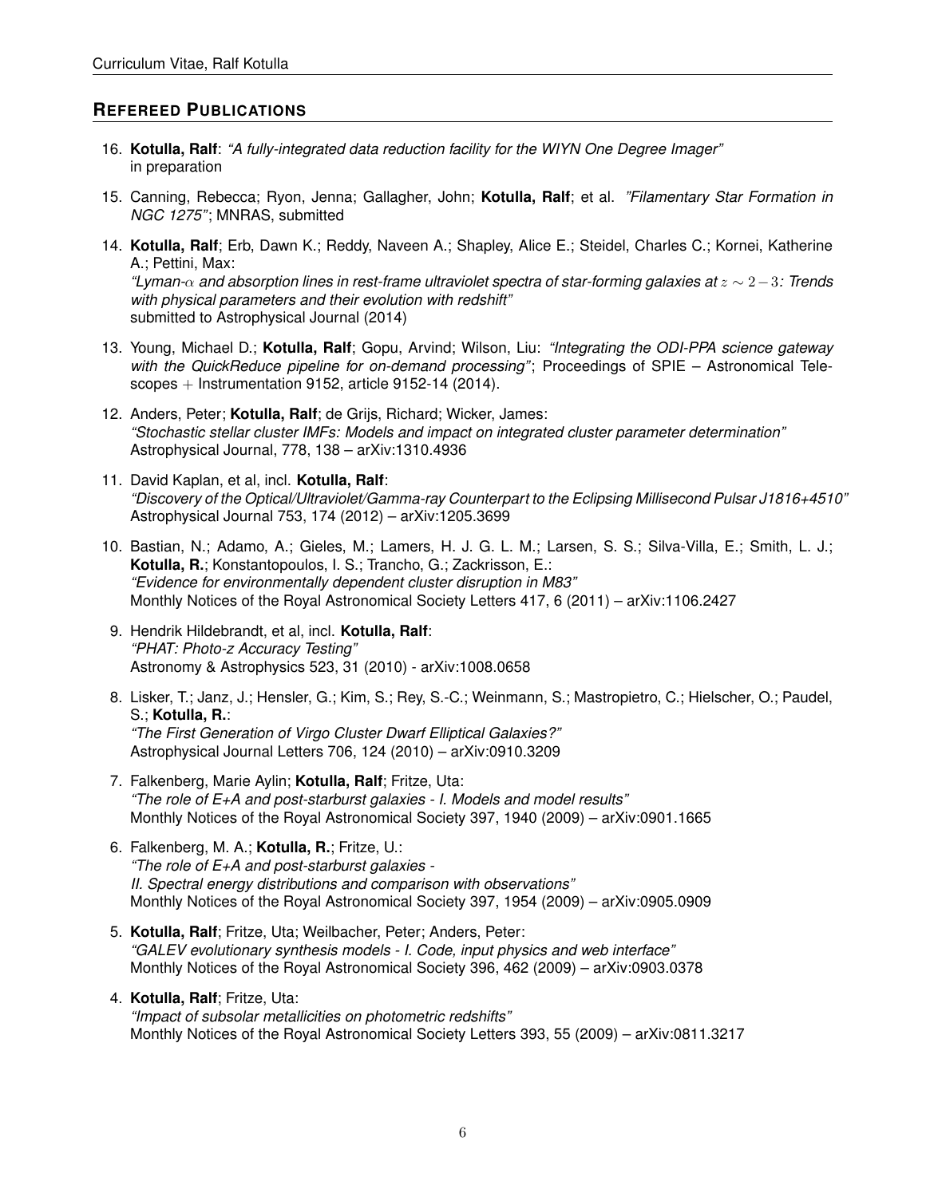## REFEREED PUBLICATIONS

16. **Kotulla, Ralf**: *"A fully-integrated data reduction facility for the WIYN One Degree Imager"* in preparation

15. Canning, Rebecca; Ryon, Jenna; Gallagher, John; **Kotulla, Ralf**; et al. *"Filamentary Star Formation in NGC 1275"*; MNRAS, submitted

14. **Kotulla, Ralf**; Erb, Dawn K.; Reddy, Naveen A.; Shapley, Alice E.; Steidel, Charles C.; Kornei, Katherine A.; Pettini, Max:
*"Lyman-$\alpha$ and absorption lines in rest-frame ultraviolet spectra of star-forming galaxies at $z \sim 2-3$: Trends with physical parameters and their evolution with redshift"*
submitted to Astrophysical Journal (2014)

13. Young, Michael D.; **Kotulla, Ralf**; Gopu, Arvind; Wilson, Liu: *"Integrating the ODI-PPA science gateway with the QuickReduce pipeline for on-demand processing"*; Proceedings of SPIE – Astronomical Telescopes + Instrumentation 9152, article 9152-14 (2014).

12. Anders, Peter; **Kotulla, Ralf**; de Grijs, Richard; Wicker, James:
*"Stochastic stellar cluster IMFs: Models and impact on integrated cluster parameter determination"*
Astrophysical Journal, 778, 138 – arXiv:1310.4936

11. David Kaplan, et al, incl. **Kotulla, Ralf**:
*"Discovery of the Optical/Ultraviolet/Gamma-ray Counterpart to the Eclipsing Millisecond Pulsar J1816+4510"*
Astrophysical Journal 753, 174 (2012) – arXiv:1205.3699

10. Bastian, N.; Adamo, A.; Gieles, M.; Lamers, H. J. G. L. M.; Larsen, S. S.; Silva-Villa, E.; Smith, L. J.; **Kotulla, R.**; Konstantopoulos, I. S.; Trancho, G.; Zackrisson, E.:
*"Evidence for environmentally dependent cluster disruption in M83"*
Monthly Notices of the Royal Astronomical Society Letters 417, 6 (2011) – arXiv:1106.2427

9. Hendrik Hildebrandt, et al, incl. **Kotulla, Ralf**:
*"PHAT: Photo-z Accuracy Testing"*
Astronomy & Astrophysics 523, 31 (2010) - arXiv:1008.0658

8. Lisker, T.; Janz, J.; Hensler, G.; Kim, S.; Rey, S.-C.; Weinmann, S.; Mastropietro, C.; Hielscher, O.; Paudel, S.; **Kotulla, R.**:
*"The First Generation of Virgo Cluster Dwarf Elliptical Galaxies?"*
Astrophysical Journal Letters 706, 124 (2010) – arXiv:0910.3209

7. Falkenberg, Marie Aylin; **Kotulla, Ralf**; Fritze, Uta:
*"The role of E+A and post-starburst galaxies - I. Models and model results"*
Monthly Notices of the Royal Astronomical Society 397, 1940 (2009) – arXiv:0901.1665

6. Falkenberg, M. A.; **Kotulla, R.**; Fritze, U.:
*"The role of E+A and post-starburst galaxies - II. Spectral energy distributions and comparison with observations"*
Monthly Notices of the Royal Astronomical Society 397, 1954 (2009) – arXiv:0905.0909

5. **Kotulla, Ralf**; Fritze, Uta; Weilbacher, Peter; Anders, Peter:
*"GALEV evolutionary synthesis models - I. Code, input physics and web interface"*
Monthly Notices of the Royal Astronomical Society 396, 462 (2009) – arXiv:0903.0378

4. **Kotulla, Ralf**; Fritze, Uta:
*"Impact of subsolar metallicities on photometric redshifts"*
Monthly Notices of the Royal Astronomical Society Letters 393, 55 (2009) – arXiv:0811.3217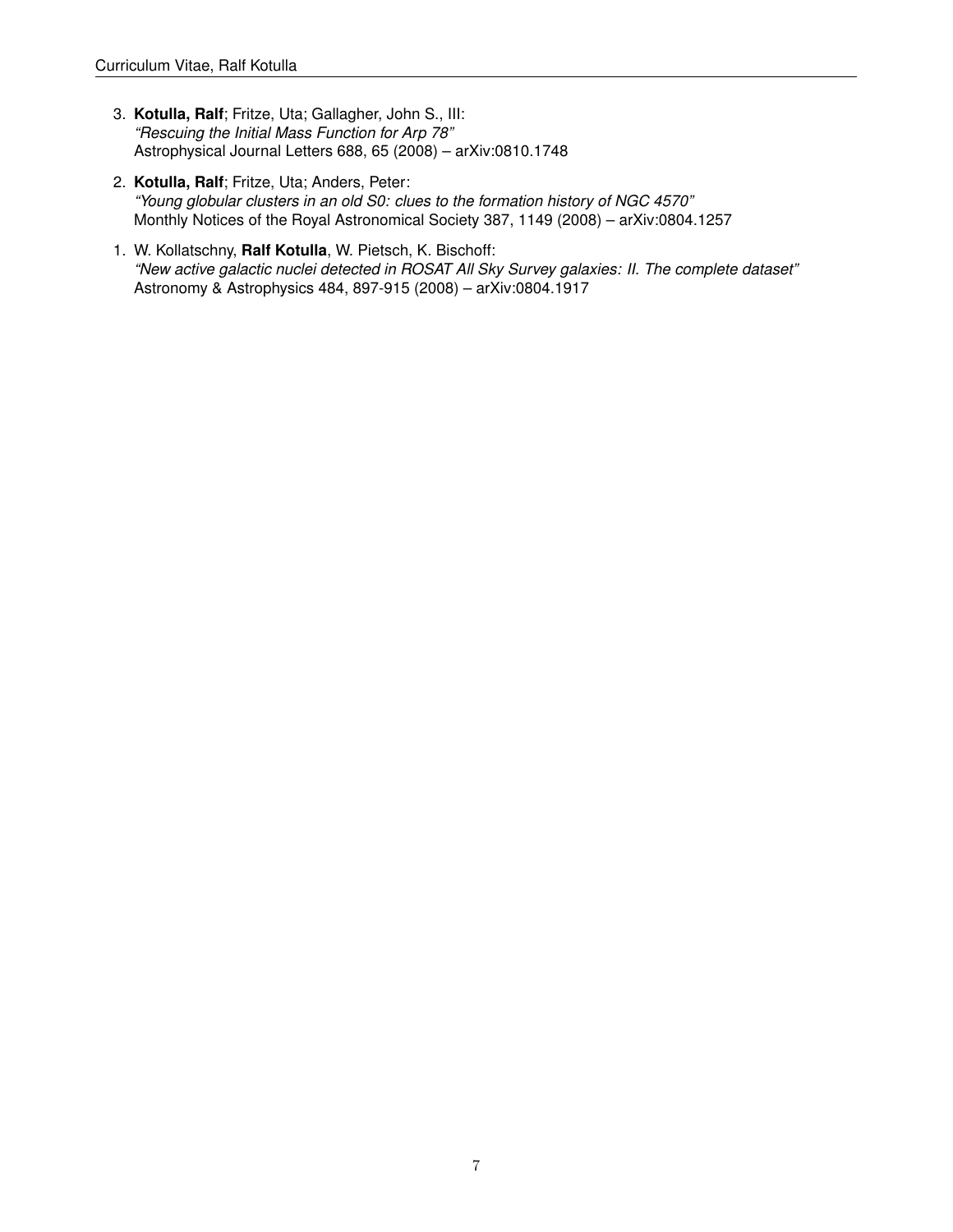3. **Kotulla, Ralf**; Fritze, Uta; Gallagher, John S., III:
   *"Rescuing the Initial Mass Function for Arp 78"*
   Astrophysical Journal Letters 688, 65 (2008) – arXiv:0810.1748

2. **Kotulla, Ralf**; Fritze, Uta; Anders, Peter:
   *"Young globular clusters in an old S0: clues to the formation history of NGC 4570"*
   Monthly Notices of the Royal Astronomical Society 387, 1149 (2008) – arXiv:0804.1257

1. W. Kollatschny, **Ralf Kotulla**, W. Pietsch, K. Bischoff:
   *"New active galactic nuclei detected in ROSAT All Sky Survey galaxies: II. The complete dataset"*
   Astronomy & Astrophysics 484, 897-915 (2008) – arXiv:0804.1917